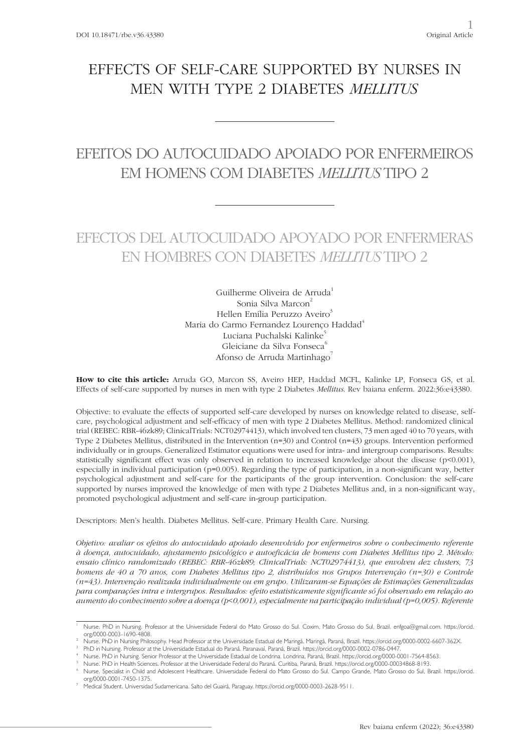# EFFECTS OF SELF-CARE SUPPORTED BY NURSES IN MEN WITH TYPE 2 DIABETES *MELLITUS*

# EFEITOS DO AUTOCUIDADO APOIADO POR ENFERMEIROS EM HOMENS COM DIABETES *MELLITUS* TIPO 2

# EFECTOS DEL AUTOCUIDADO APOYADO POR ENFERMERAS EN HOMBRES CON DIABETES *MELLITUS* TIPO 2

Guilherme Oliveira de Arruda[1]
Sonia Silva Marcon[2]
Hellen Emília Peruzzo Aveiro[3]
Maria do Carmo Fernandez Lourenço Haddad[4]
Luciana Puchalski Kalinke[5]
Gleiciane da Silva Fonseca[6]
Afonso de Arruda Martinhago[7]

**How to cite this article:** Arruda GO, Marcon SS, Aveiro HEP, Haddad MCFL, Kalinke LP, Fonseca GS, et al. Effects of self-care supported by nurses in men with type 2 Diabetes *Mellitus*. Rev baiana enferm. 2022:36:e43380.

Objective: to evaluate the effects of supported self-care developed by nurses on knowledge related to disease, self-care, psychological adjustment and self-efficacy of men with type 2 Diabetes Mellitus. Method: randomized clinical trial (REBEC: RBR-46zk89; ClinicalTrials: NCT02974413), which involved ten clusters, 73 men aged 40 to 70 years, with Type 2 Diabetes Mellitus, distributed in the Intervention (n=30) and Control (n=43) groups. Intervention performed individually or in groups. Generalized Estimator equations were used for intra- and intergroup comparisons. Results: statistically significant effect was only observed in relation to increased knowledge about the disease (p<0.001), especially in individual participation (p=0.005). Regarding the type of participation, in a non-significant way, better psychological adjustment and self-care for the participants of the group intervention. Conclusion: the self-care supported by nurses improved the knowledge of men with type 2 Diabetes Mellitus and, in a non-significant way, promoted psychological adjustment and self-care in-group participation.

Descriptors: Men's health. Diabetes Mellitus. Self-care. Primary Health Care. Nursing.

*Objetivo: avaliar os efeitos do autocuidado apoiado desenvolvido por enfermeiros sobre o conhecimento referente à doença, autocuidado, ajustamento psicológico e autoeficácia de homens com Diabetes Mellitus tipo 2. Método: ensaio clínico randomizado (REBEC: RBR-46zk89; ClinicalTrials: NCT02974413), que envolveu dez clusters, 73 homens de 40 a 70 anos, com Diabetes Mellitus tipo 2, distribuídos nos Grupos Intervenção (n=30) e Controle (n=43). Intervenção realizada individualmente ou em grupo. Utilizaram-se Equações de Estimações Generalizadas para comparações intra e intergrupos. Resultados: efeito estatisticamente significante só foi observado em relação ao aumento do conhecimento sobre a doença (p<0,001), especialmente na participação individual (p=0,005). Referente*

---

[1] Nurse. PhD in Nursing. Professor at the Universidade Federal do Mato Grosso do Sul. Coxim, Mato Grosso do Sul, Brazil. enfgoa@gmail.com. https://orcid.org/0000-0003-1690-4808.

[2] Nurse. PhD in Nursing Philosophy. Head Professor at the Universidade Estadual de Maringá. Maringá, Paraná, Brazil. https://orcid.org/0000-0002-6607-362X.

[3] PhD in Nursing. Professor at the Universidade Estadual do Paraná. Paranavaí, Paraná, Brazil. https://orcid.org/0000-0002-0786-0447.

[4] Nurse. PhD in Nursing. Senior Professor at the Universidade Estadual de Londrina. Londrina, Paraná, Brazil. https://orcid.org/0000-0001-7564-8563.

[5] Nurse. PhD in Health Sciences. Professor at the Universidade Federal do Paraná. Curitiba, Paraná, Brazil. https://orcid.org/0000-00034868-8193.

[6] Nurse. Specialist in Child and Adolescent Healthcare. Universidade Federal do Mato Grosso do Sul. Campo Grande, Mato Grosso do Sul, Brazil. https://orcid.org/0000-0001-7450-1375.

[7] Medical Student. Universidad Sudamericana. Salto del Guairá, Paraguay. https://orcid.org/0000-0003-2628-9511.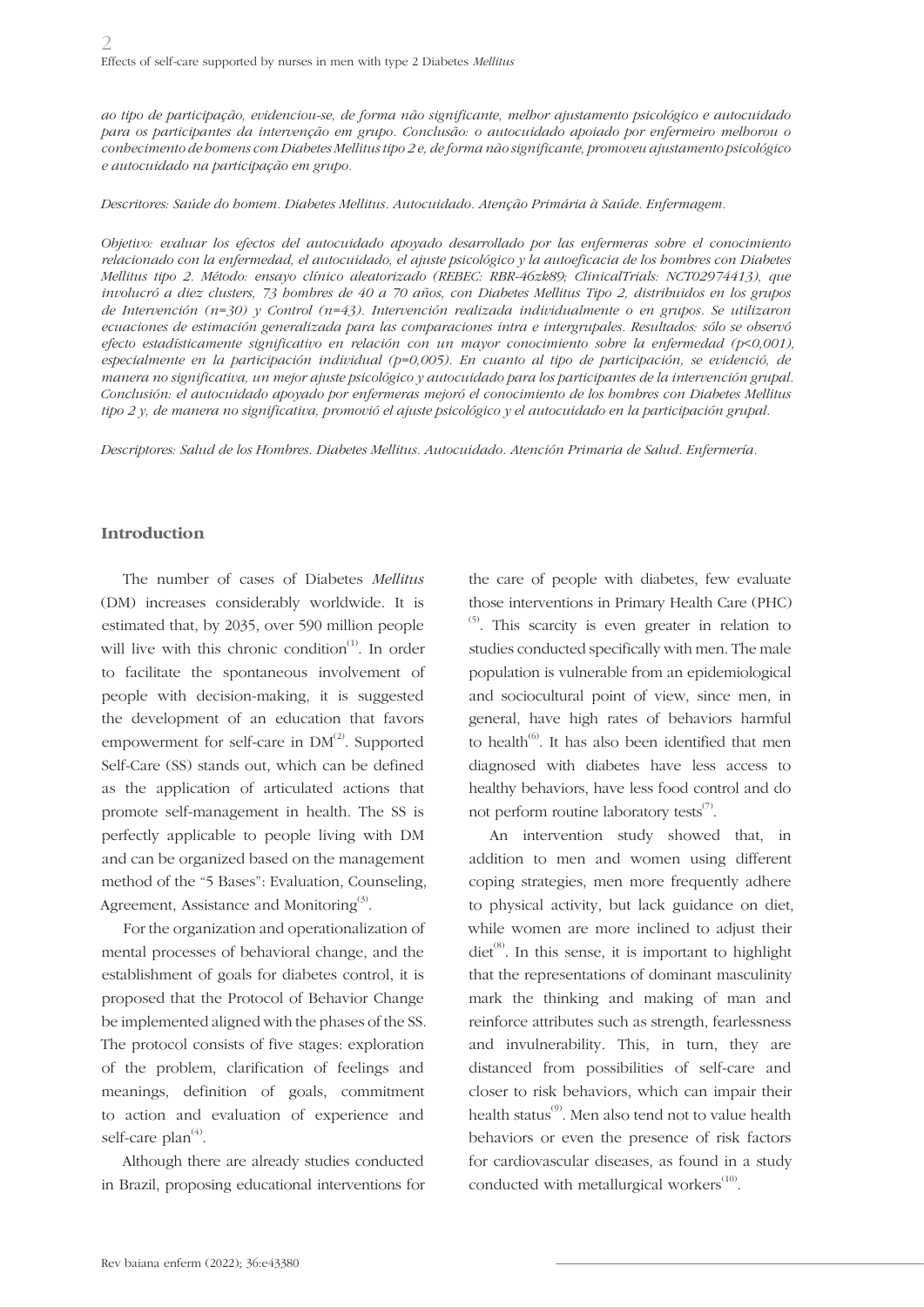*ao tipo de participação, evidenciou-se, de forma não significante, melhor ajustamento psicológico e autocuidado para os participantes da intervenção em grupo. Conclusão: o autocuidado apoiado por enfermeiro melhorou o conhecimento de homens com Diabetes Mellitus tipo 2 e, de forma não significante, promoveu ajustamento psicológico e autocuidado na participação em grupo.*

*Descritores: Saúde do homem. Diabetes Mellitus. Autocuidado. Atenção Primária à Saúde. Enfermagem.*

*Objetivo: evaluar los efectos del autocuidado apoyado desarrollado por las enfermeras sobre el conocimiento relacionado con la enfermedad, el autocuidado, el ajuste psicológico y la autoeficacia de los hombres con Diabetes Mellitus tipo 2. Método: ensayo clínico aleatorizado (REBEC: RBR-46zk89; ClinicalTrials: NCT02974413), que involucró a diez clusters, 73 hombres de 40 a 70 años, con Diabetes Mellitus Tipo 2, distribuidos en los grupos de Intervención (n=30) y Control (n=43). Intervención realizada individualmente o en grupos. Se utilizaron ecuaciones de estimación generalizada para las comparaciones intra e intergrupales. Resultados: sólo se observó efecto estadísticamente significativo en relación con un mayor conocimiento sobre la enfermedad (p<0,001), especialmente en la participación individual (p=0,005). En cuanto al tipo de participación, se evidenció, de manera no significativa, un mejor ajuste psicológico y autocuidado para los participantes de la intervención grupal. Conclusión: el autocuidado apoyado por enfermeras mejoró el conocimiento de los hombres con Diabetes Mellitus tipo 2 y, de manera no significativa, promovió el ajuste psicológico y el autocuidado en la participación grupal.*

*Descriptores: Salud de los Hombres. Diabetes Mellitus. Autocuidado. Atención Primaria de Salud. Enfermería.*

## Introduction

The number of cases of Diabetes *Mellitus* (DM) increases considerably worldwide. It is estimated that, by 2035, over 590 million people will live with this chronic condition[1]. In order to facilitate the spontaneous involvement of people with decision-making, it is suggested the development of an education that favors empowerment for self-care in DM[2]. Supported Self-Care (SS) stands out, which can be defined as the application of articulated actions that promote self-management in health. The SS is perfectly applicable to people living with DM and can be organized based on the management method of the "5 Bases": Evaluation, Counseling, Agreement, Assistance and Monitoring[3].

For the organization and operationalization of mental processes of behavioral change, and the establishment of goals for diabetes control, it is proposed that the Protocol of Behavior Change be implemented aligned with the phases of the SS. The protocol consists of five stages: exploration of the problem, clarification of feelings and meanings, definition of goals, commitment to action and evaluation of experience and self-care plan[4].

Although there are already studies conducted in Brazil, proposing educational interventions for the care of people with diabetes, few evaluate those interventions in Primary Health Care (PHC)[5]. This scarcity is even greater in relation to studies conducted specifically with men. The male population is vulnerable from an epidemiological and sociocultural point of view, since men, in general, have high rates of behaviors harmful to health[6]. It has also been identified that men diagnosed with diabetes have less access to healthy behaviors, have less food control and do not perform routine laboratory tests[7].

An intervention study showed that, in addition to men and women using different coping strategies, men more frequently adhere to physical activity, but lack guidance on diet, while women are more inclined to adjust their diet[8]. In this sense, it is important to highlight that the representations of dominant masculinity mark the thinking and making of man and reinforce attributes such as strength, fearlessness and invulnerability. This, in turn, they are distanced from possibilities of self-care and closer to risk behaviors, which can impair their health status[9]. Men also tend not to value health behaviors or even the presence of risk factors for cardiovascular diseases, as found in a study conducted with metallurgical workers[10].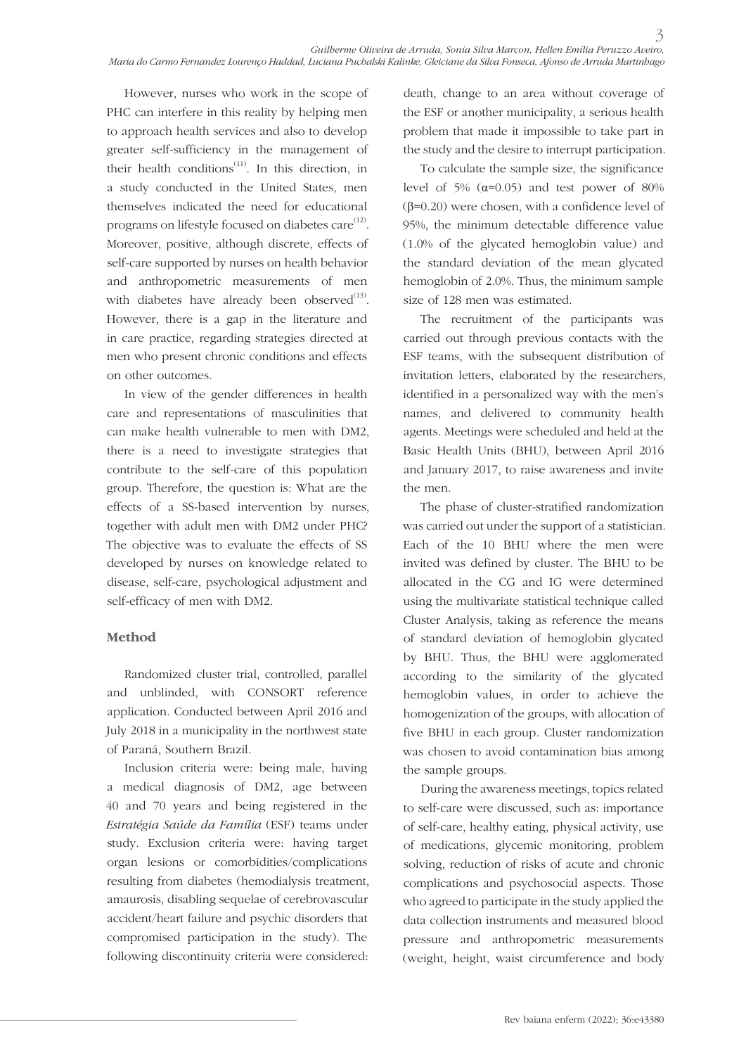However, nurses who work in the scope of PHC can interfere in this reality by helping men to approach health services and also to develop greater self-sufficiency in the management of their health conditions[11]. In this direction, in a study conducted in the United States, men themselves indicated the need for educational programs on lifestyle focused on diabetes care[12]. Moreover, positive, although discrete, effects of self-care supported by nurses on health behavior and anthropometric measurements of men with diabetes have already been observed[13]. However, there is a gap in the literature and in care practice, regarding strategies directed at men who present chronic conditions and effects on other outcomes.

In view of the gender differences in health care and representations of masculinities that can make health vulnerable to men with DM2, there is a need to investigate strategies that contribute to the self-care of this population group. Therefore, the question is: What are the effects of a SS-based intervention by nurses, together with adult men with DM2 under PHC? The objective was to evaluate the effects of SS developed by nurses on knowledge related to disease, self-care, psychological adjustment and self-efficacy of men with DM2.

## Method

Randomized cluster trial, controlled, parallel and unblinded, with CONSORT reference application. Conducted between April 2016 and July 2018 in a municipality in the northwest state of Paraná, Southern Brazil.

Inclusion criteria were: being male, having a medical diagnosis of DM2, age between 40 and 70 years and being registered in the *Estratégia Saúde da Família* (ESF) teams under study. Exclusion criteria were: having target organ lesions or comorbidities/complications resulting from diabetes (hemodialysis treatment, amaurosis, disabling sequelae of cerebrovascular accident/heart failure and psychic disorders that compromised participation in the study). The following discontinuity criteria were considered: death, change to an area without coverage of the ESF or another municipality, a serious health problem that made it impossible to take part in the study and the desire to interrupt participation.

To calculate the sample size, the significance level of 5% ($\alpha$=0.05) and test power of 80% ($\beta$=0.20) were chosen, with a confidence level of 95%, the minimum detectable difference value (1.0% of the glycated hemoglobin value) and the standard deviation of the mean glycated hemoglobin of 2.0%. Thus, the minimum sample size of 128 men was estimated.

The recruitment of the participants was carried out through previous contacts with the ESF teams, with the subsequent distribution of invitation letters, elaborated by the researchers, identified in a personalized way with the men's names, and delivered to community health agents. Meetings were scheduled and held at the Basic Health Units (BHU), between April 2016 and January 2017, to raise awareness and invite the men.

The phase of cluster-stratified randomization was carried out under the support of a statistician. Each of the 10 BHU where the men were invited was defined by cluster. The BHU to be allocated in the CG and IG were determined using the multivariate statistical technique called Cluster Analysis, taking as reference the means of standard deviation of hemoglobin glycated by BHU. Thus, the BHU were agglomerated according to the similarity of the glycated hemoglobin values, in order to achieve the homogenization of the groups, with allocation of five BHU in each group. Cluster randomization was chosen to avoid contamination bias among the sample groups.

During the awareness meetings, topics related to self-care were discussed, such as: importance of self-care, healthy eating, physical activity, use of medications, glycemic monitoring, problem solving, reduction of risks of acute and chronic complications and psychosocial aspects. Those who agreed to participate in the study applied the data collection instruments and measured blood pressure and anthropometric measurements (weight, height, waist circumference and body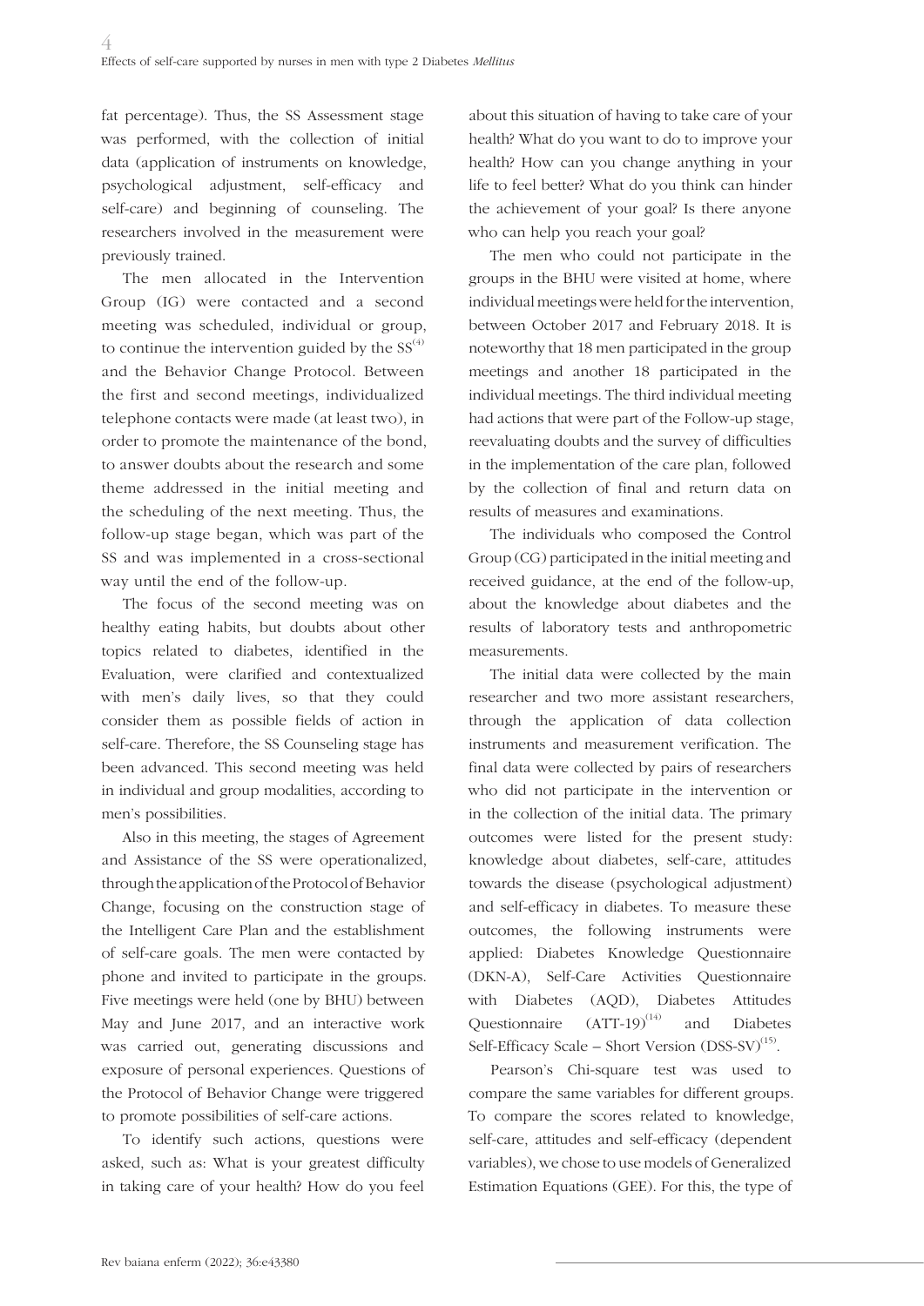fat percentage). Thus, the SS Assessment stage was performed, with the collection of initial data (application of instruments on knowledge, psychological adjustment, self-efficacy and self-care) and beginning of counseling. The researchers involved in the measurement were previously trained.

The men allocated in the Intervention Group (IG) were contacted and a second meeting was scheduled, individual or group, to continue the intervention guided by the SS[4] and the Behavior Change Protocol. Between the first and second meetings, individualized telephone contacts were made (at least two), in order to promote the maintenance of the bond, to answer doubts about the research and some theme addressed in the initial meeting and the scheduling of the next meeting. Thus, the follow-up stage began, which was part of the SS and was implemented in a cross-sectional way until the end of the follow-up.

The focus of the second meeting was on healthy eating habits, but doubts about other topics related to diabetes, identified in the Evaluation, were clarified and contextualized with men's daily lives, so that they could consider them as possible fields of action in self-care. Therefore, the SS Counseling stage has been advanced. This second meeting was held in individual and group modalities, according to men's possibilities.

Also in this meeting, the stages of Agreement and Assistance of the SS were operationalized, through the application of the Protocol of Behavior Change, focusing on the construction stage of the Intelligent Care Plan and the establishment of self-care goals. The men were contacted by phone and invited to participate in the groups. Five meetings were held (one by BHU) between May and June 2017, and an interactive work was carried out, generating discussions and exposure of personal experiences. Questions of the Protocol of Behavior Change were triggered to promote possibilities of self-care actions.

To identify such actions, questions were asked, such as: What is your greatest difficulty in taking care of your health? How do you feel about this situation of having to take care of your health? What do you want to do to improve your health? How can you change anything in your life to feel better? What do you think can hinder the achievement of your goal? Is there anyone who can help you reach your goal?

The men who could not participate in the groups in the BHU were visited at home, where individual meetings were held for the intervention, between October 2017 and February 2018. It is noteworthy that 18 men participated in the group meetings and another 18 participated in the individual meetings. The third individual meeting had actions that were part of the Follow-up stage, reevaluating doubts and the survey of difficulties in the implementation of the care plan, followed by the collection of final and return data on results of measures and examinations.

The individuals who composed the Control Group (CG) participated in the initial meeting and received guidance, at the end of the follow-up, about the knowledge about diabetes and the results of laboratory tests and anthropometric measurements.

The initial data were collected by the main researcher and two more assistant researchers, through the application of data collection instruments and measurement verification. The final data were collected by pairs of researchers who did not participate in the intervention or in the collection of the initial data. The primary outcomes were listed for the present study: knowledge about diabetes, self-care, attitudes towards the disease (psychological adjustment) and self-efficacy in diabetes. To measure these outcomes, the following instruments were applied: Diabetes Knowledge Questionnaire (DKN-A), Self-Care Activities Questionnaire with Diabetes (AQD), Diabetes Attitudes Questionnaire (ATT-19)[14] and Diabetes Self-Efficacy Scale – Short Version (DSS-SV)[15].

Pearson's Chi-square test was used to compare the same variables for different groups. To compare the scores related to knowledge, self-care, attitudes and self-efficacy (dependent variables), we chose to use models of Generalized Estimation Equations (GEE). For this, the type of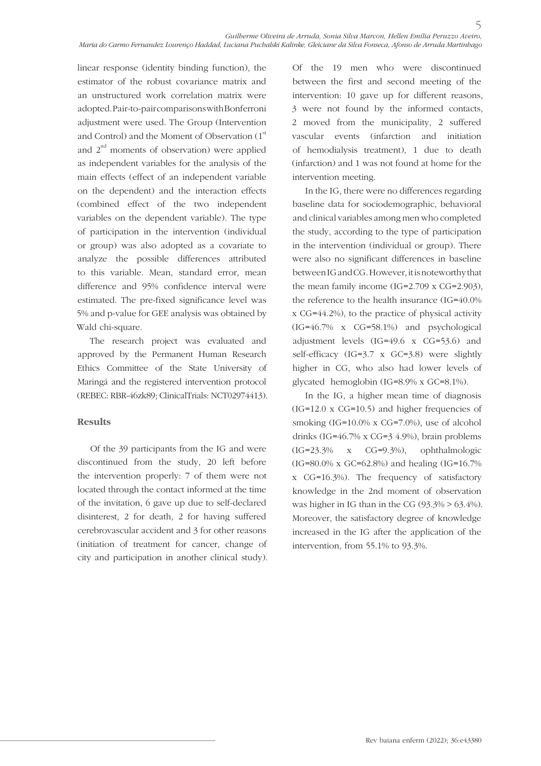linear response (identity binding function), the estimator of the robust covariance matrix and an unstructured work correlation matrix were adopted. Pair-to-pair comparisons with Bonferroni adjustment were used. The Group (Intervention and Control) and the Moment of Observation (1st and 2nd moments of observation) were applied as independent variables for the analysis of the main effects (effect of an independent variable on the dependent) and the interaction effects (combined effect of the two independent variables on the dependent variable). The type of participation in the intervention (individual or group) was also adopted as a covariate to analyze the possible differences attributed to this variable. Mean, standard error, mean difference and 95% confidence interval were estimated. The pre-fixed significance level was 5% and p-value for GEE analysis was obtained by Wald chi-square.

The research project was evaluated and approved by the Permanent Human Research Ethics Committee of the State University of Maringá and the registered intervention protocol (REBEC: RBR-46zk89; ClinicalTrials: NCT02974413).

## Results

Of the 39 participants from the IG and were discontinued from the study, 20 left before the intervention properly: 7 of them were not located through the contact informed at the time of the invitation, 6 gave up due to self-declared disinterest, 2 for death, 2 for having suffered cerebrovascular accident and 3 for other reasons (initiation of treatment for cancer, change of city and participation in another clinical study). Of the 19 men who were discontinued between the first and second meeting of the intervention: 10 gave up for different reasons, 3 were not found by the informed contacts, 2 moved from the municipality, 2 suffered vascular events (infarction and initiation of hemodialysis treatment), 1 due to death (infarction) and 1 was not found at home for the intervention meeting.

In the IG, there were no differences regarding baseline data for sociodemographic, behavioral and clinical variables among men who completed the study, according to the type of participation in the intervention (individual or group). There were also no significant differences in baseline between IG and CG. However, it is noteworthy that the mean family income (IG=2.709 x CG=2.903), the reference to the health insurance (IG=40.0% x CG=44.2%), to the practice of physical activity (IG=46.7% x CG=58.1%) and psychological adjustment levels (IG=49.6 x CG=53.6) and self-efficacy (IG=3.7 x GC=3.8) were slightly higher in CG, who also had lower levels of glycated hemoglobin (IG=8.9% x GC=8.1%).

In the IG, a higher mean time of diagnosis (IG=12.0 x CG=10.5) and higher frequencies of smoking (IG=10.0% x CG=7.0%), use of alcohol drinks (IG=46.7% x CG=3 4.9%), brain problems (IG=23.3% x CG=9.3%), ophthalmologic (IG=80.0% x GC=62.8%) and healing (IG=16.7% x CG=16.3%). The frequency of satisfactory knowledge in the 2nd moment of observation was higher in IG than in the CG (93.3% > 63.4%). Moreover, the satisfactory degree of knowledge increased in the IG after the application of the intervention, from 55.1% to 93.3%.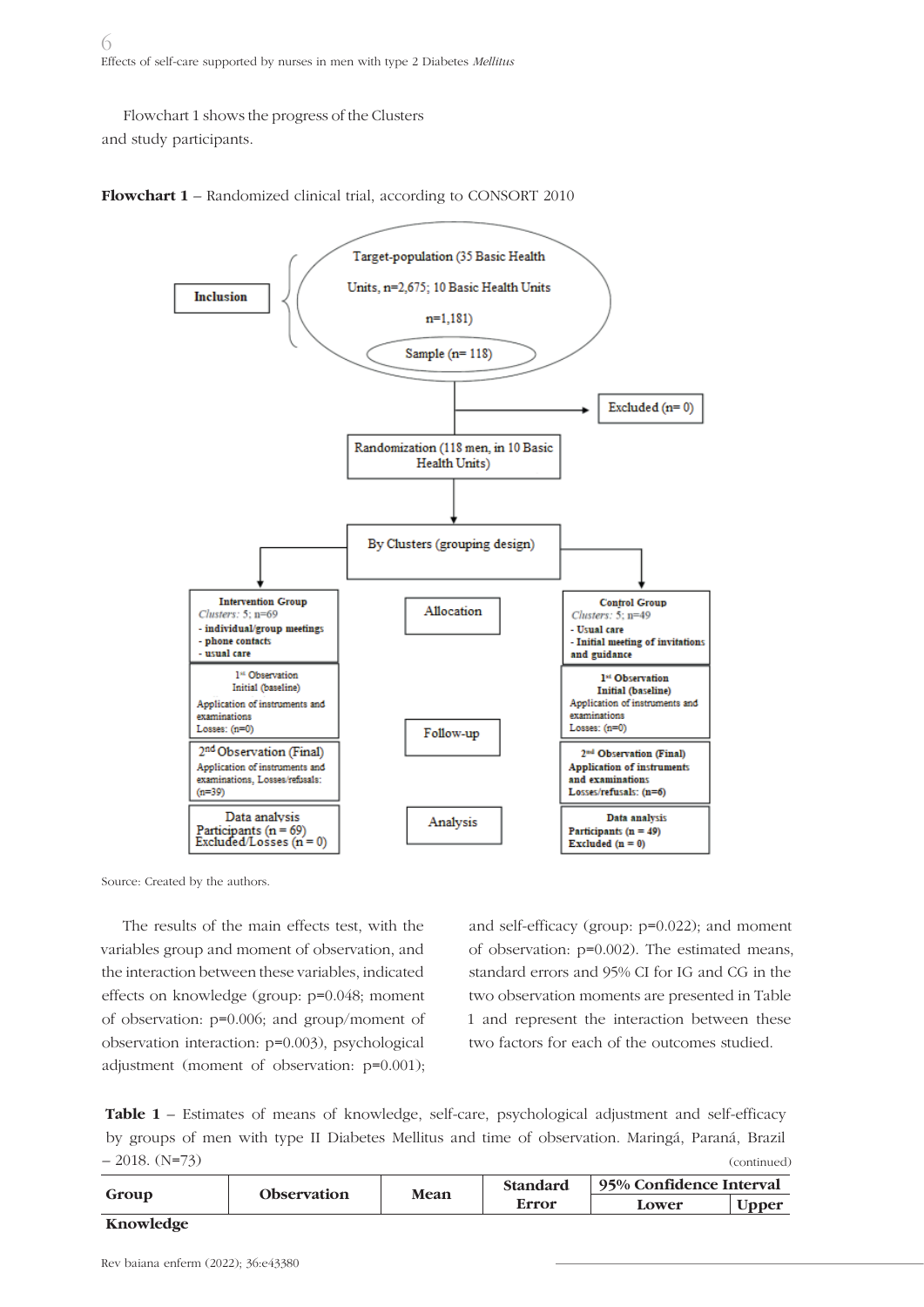Flowchart 1 shows the progress of the Clusters and study participants.

**Flowchart 1** – Randomized clinical trial, according to CONSORT 2010

Inclusion

Target-population (35 Basic Health Units, n=2,675; 10 Basic Health Units n=1,181)

Sample (n= 118)

Excluded (n= 0)

Randomization (118 men, in 10 Basic Health Units)

By Clusters (grouping design)

| Intervention Group | | Control Group |
|---|---|---|
| *Clusters:* 5; n=69<br>- individual/group meetings<br>- phone contacts<br>- usual care | Allocation | *Clusters:* 5; n=49<br>- Usual care<br>- Initial meeting of invitations and guidance |
| 1st Observation Initial (baseline)<br>Application of instruments and examinations<br>Losses: (n=0) | | 1st Observation Initial (baseline)<br>Application of instruments and examinations<br>Losses: (n=0) |
| 2nd Observation (Final)<br>Application of instruments and examinations, Losses/refusals: (n=39) | Follow-up | 2nd Observation (Final)<br>Application of instruments and examinations<br>Losses/refusals: (n=6) |
| Data analysis<br>Participants (n = 69)<br>Excluded/Losses (n = 0) | Analysis | Data analysis<br>Participants (n = 49)<br>Excluded (n = 0) |

Source: Created by the authors.

The results of the main effects test, with the variables group and moment of observation, and the interaction between these variables, indicated effects on knowledge (group: p=0.048; moment of observation: p=0.006; and group/moment of observation interaction: p=0.003), psychological adjustment (moment of observation: p=0.001); and self-efficacy (group: p=0.022); and moment of observation: p=0.002). The estimated means, standard errors and 95% CI for IG and CG in the two observation moments are presented in Table 1 and represent the interaction between these two factors for each of the outcomes studied.

**Table 1** – Estimates of means of knowledge, self-care, psychological adjustment and self-efficacy by groups of men with type II Diabetes Mellitus and time of observation. Maringá, Paraná, Brazil – 2018. (N=73) (continued)

| Group | Observation | Mean | Standard Error | 95% Confidence Interval | |
|---|---|---|---|---|---|
| | | | | Lower | Upper |
| **Knowledge** | | | | | |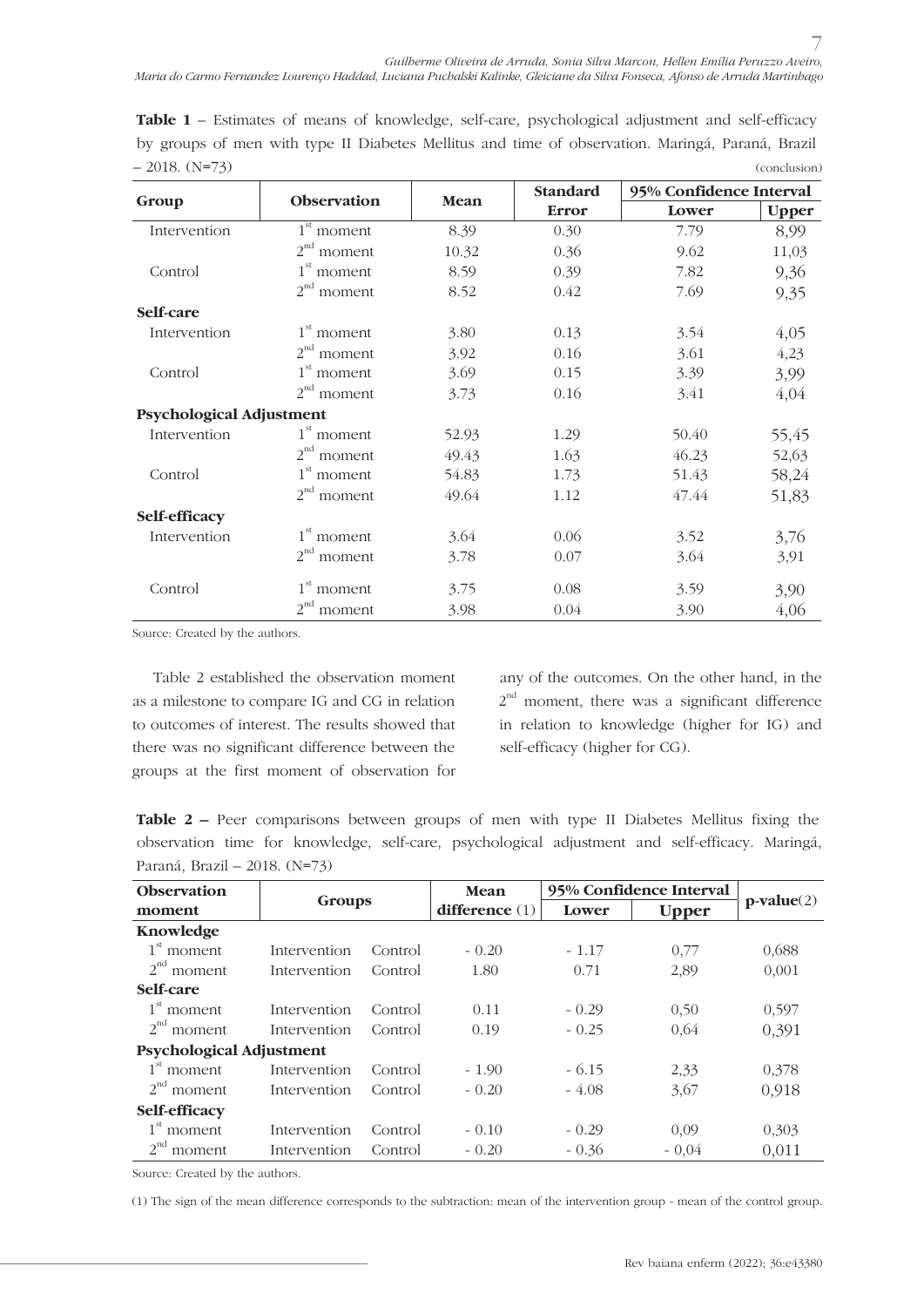**Table 1** – Estimates of means of knowledge, self-care, psychological adjustment and self-efficacy by groups of men with type II Diabetes Mellitus and time of observation. Maringá, Paraná, Brazil – 2018. (N=73) (conclusion)

| Group | Observation | Mean | Standard Error | 95% Confidence Interval | |
|---|---|---|---|---|---|
| | | | | Lower | Upper |
| Intervention | 1st moment | 8.39 | 0.30 | 7.79 | 8,99 |
| | 2nd moment | 10.32 | 0.36 | 9.62 | 11,03 |
| Control | 1st moment | 8.59 | 0.39 | 7.82 | 9,36 |
| | 2nd moment | 8.52 | 0.42 | 7.69 | 9,35 |
| **Self-care** | | | | | |
| Intervention | 1st moment | 3.80 | 0.13 | 3.54 | 4,05 |
| | 2nd moment | 3.92 | 0.16 | 3.61 | 4,23 |
| Control | 1st moment | 3.69 | 0.15 | 3.39 | 3,99 |
| | 2nd moment | 3.73 | 0.16 | 3.41 | 4,04 |
| **Psychological Adjustment** | | | | | |
| Intervention | 1st moment | 52.93 | 1.29 | 50.40 | 55,45 |
| | 2nd moment | 49.43 | 1.63 | 46.23 | 52,63 |
| Control | 1st moment | 54.83 | 1.73 | 51.43 | 58,24 |
| | 2nd moment | 49.64 | 1.12 | 47.44 | 51,83 |
| **Self-efficacy** | | | | | |
| Intervention | 1st moment | 3.64 | 0.06 | 3.52 | 3,76 |
| | 2nd moment | 3.78 | 0.07 | 3.64 | 3,91 |
| Control | 1st moment | 3.75 | 0.08 | 3.59 | 3,90 |
| | 2nd moment | 3.98 | 0.04 | 3.90 | 4,06 |

Source: Created by the authors.

Table 2 established the observation moment as a milestone to compare IG and CG in relation to outcomes of interest. The results showed that there was no significant difference between the groups at the first moment of observation for any of the outcomes. On the other hand, in the 2nd moment, there was a significant difference in relation to knowledge (higher for IG) and self-efficacy (higher for CG).

**Table 2 –** Peer comparisons between groups of men with type II Diabetes Mellitus fixing the observation time for knowledge, self-care, psychological adjustment and self-efficacy. Maringá, Paraná, Brazil – 2018. (N=73)

| Observation moment | Groups | | Mean difference (1) | 95% Confidence Interval | | p-value(2) |
|---|---|---|---|---|---|---|
| | | | | Lower | Upper | |
| **Knowledge** | | | | | | |
| 1st moment | Intervention | Control | - 0.20 | - 1.17 | 0,77 | 0,688 |
| 2nd moment | Intervention | Control | 1.80 | 0.71 | 2,89 | 0,001 |
| **Self-care** | | | | | | |
| 1st moment | Intervention | Control | 0.11 | - 0.29 | 0,50 | 0,597 |
| 2nd moment | Intervention | Control | 0.19 | - 0.25 | 0,64 | 0,391 |
| **Psychological Adjustment** | | | | | | |
| 1st moment | Intervention | Control | - 1.90 | - 6.15 | 2,33 | 0,378 |
| 2nd moment | Intervention | Control | - 0.20 | - 4.08 | 3,67 | 0,918 |
| **Self-efficacy** | | | | | | |
| 1st moment | Intervention | Control | - 0.10 | - 0.29 | 0,09 | 0,303 |
| 2nd moment | Intervention | Control | - 0.20 | - 0.36 | - 0,04 | 0,011 |

Source: Created by the authors.

(1) The sign of the mean difference corresponds to the subtraction: mean of the intervention group - mean of the control group.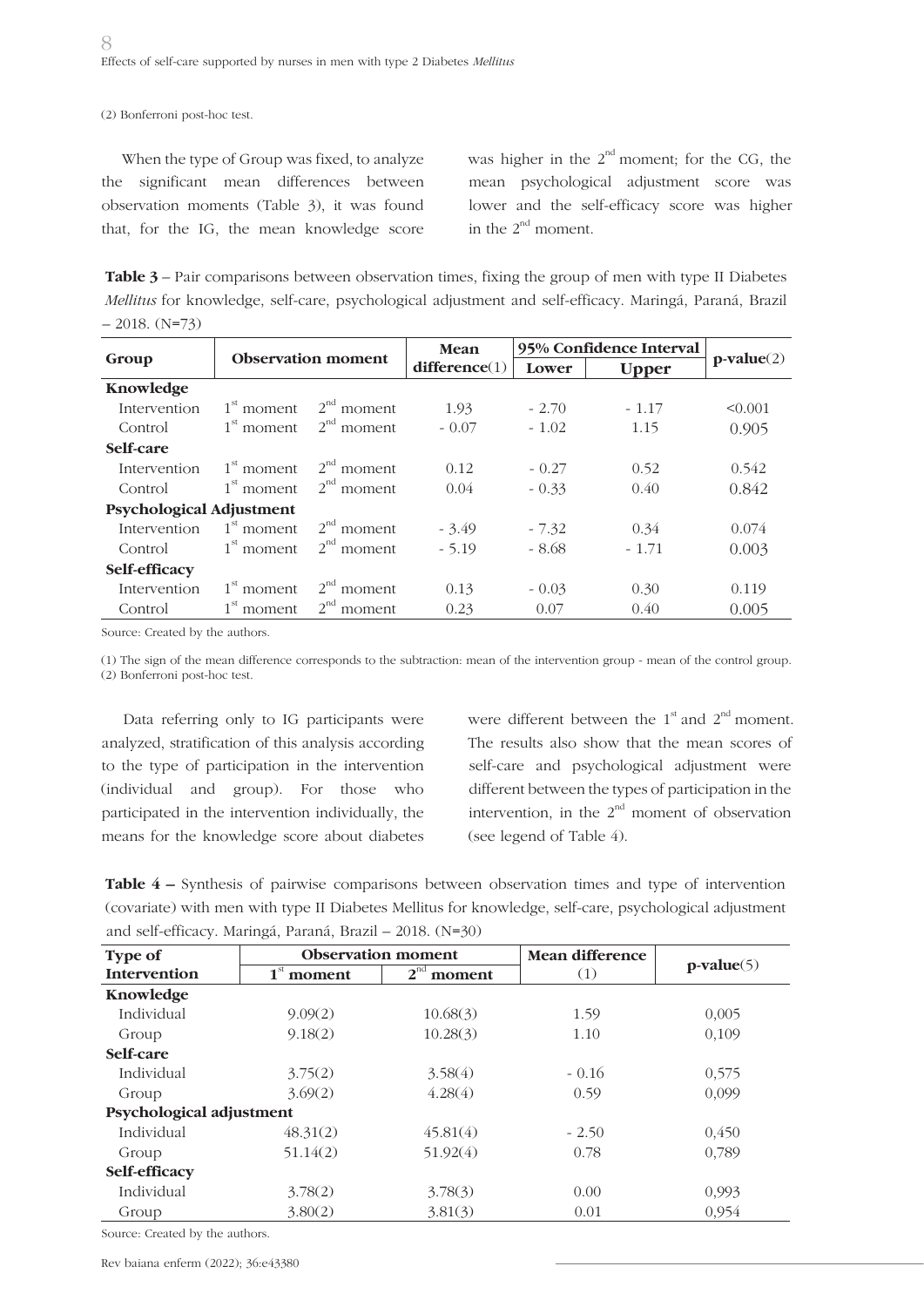(2) Bonferroni post-hoc test.

When the type of Group was fixed, to analyze the significant mean differences between observation moments (Table 3), it was found that, for the IG, the mean knowledge score was higher in the 2nd moment; for the CG, the mean psychological adjustment score was lower and the self-efficacy score was higher in the 2nd moment.

**Table 3** – Pair comparisons between observation times, fixing the group of men with type II Diabetes *Mellitus* for knowledge, self-care, psychological adjustment and self-efficacy. Maringá, Paraná, Brazil – 2018. (N=73)

| Group | Observation moment | | Mean difference(1) | 95% Confidence Interval | | p-value(2) |
|---|---|---|---|---|---|---|
| | | | | Lower | Upper | |
| **Knowledge** | | | | | | |
| Intervention | 1st moment | 2nd moment | 1.93 | - 2.70 | - 1.17 | <0.001 |
| Control | 1st moment | 2nd moment | - 0.07 | - 1.02 | 1.15 | 0.905 |
| **Self-care** | | | | | | |
| Intervention | 1st moment | 2nd moment | 0.12 | - 0.27 | 0.52 | 0.542 |
| Control | 1st moment | 2nd moment | 0.04 | - 0.33 | 0.40 | 0.842 |
| **Psychological Adjustment** | | | | | | |
| Intervention | 1st moment | 2nd moment | - 3.49 | - 7.32 | 0.34 | 0.074 |
| Control | 1st moment | 2nd moment | - 5.19 | - 8.68 | - 1.71 | 0.003 |
| **Self-efficacy** | | | | | | |
| Intervention | 1st moment | 2nd moment | 0.13 | - 0.03 | 0.30 | 0.119 |
| Control | 1st moment | 2nd moment | 0.23 | 0.07 | 0.40 | 0.005 |

Source: Created by the authors.

(1) The sign of the mean difference corresponds to the subtraction: mean of the intervention group - mean of the control group.
(2) Bonferroni post-hoc test.

Data referring only to IG participants were analyzed, stratification of this analysis according to the type of participation in the intervention (individual and group). For those who participated in the intervention individually, the means for the knowledge score about diabetes were different between the 1st and 2nd moment. The results also show that the mean scores of self-care and psychological adjustment were different between the types of participation in the intervention, in the 2nd moment of observation (see legend of Table 4).

**Table 4 –** Synthesis of pairwise comparisons between observation times and type of intervention (covariate) with men with type II Diabetes Mellitus for knowledge, self-care, psychological adjustment and self-efficacy. Maringá, Paraná, Brazil – 2018. (N=30)

| Type of Intervention | Observation moment | | Mean difference (1) | p-value(5) |
|---|---|---|---|---|
| | 1st moment | 2nd moment | | |
| **Knowledge** | | | | |
| Individual | 9.09(2) | 10.68(3) | 1.59 | 0,005 |
| Group | 9.18(2) | 10.28(3) | 1.10 | 0,109 |
| **Self-care** | | | | |
| Individual | 3.75(2) | 3.58(4) | - 0.16 | 0,575 |
| Group | 3.69(2) | 4.28(4) | 0.59 | 0,099 |
| **Psychological adjustment** | | | | |
| Individual | 48.31(2) | 45.81(4) | - 2.50 | 0,450 |
| Group | 51.14(2) | 51.92(4) | 0.78 | 0,789 |
| **Self-efficacy** | | | | |
| Individual | 3.78(2) | 3.78(3) | 0.00 | 0,993 |
| Group | 3.80(2) | 3.81(3) | 0.01 | 0,954 |

Source: Created by the authors.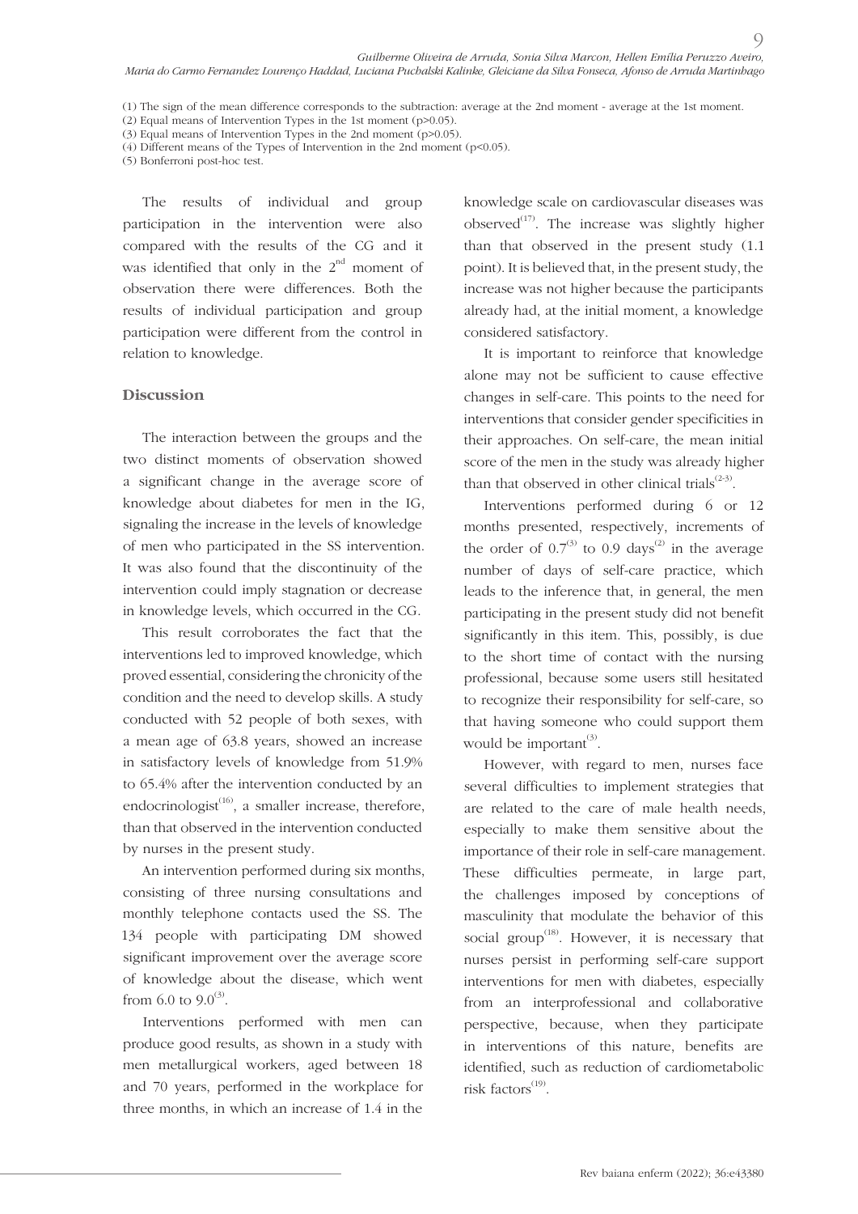(1) The sign of the mean difference corresponds to the subtraction: average at the 2nd moment - average at the 1st moment.
(2) Equal means of Intervention Types in the 1st moment ($p>0.05$).
(3) Equal means of Intervention Types in the 2nd moment ($p>0.05$).
(4) Different means of the Types of Intervention in the 2nd moment ($p<0.05$).
(5) Bonferroni post-hoc test.

The results of individual and group participation in the intervention were also compared with the results of the CG and it was identified that only in the 2nd moment of observation there were differences. Both the results of individual participation and group participation were different from the control in relation to knowledge.

## Discussion

The interaction between the groups and the two distinct moments of observation showed a significant change in the average score of knowledge about diabetes for men in the IG, signaling the increase in the levels of knowledge of men who participated in the SS intervention. It was also found that the discontinuity of the intervention could imply stagnation or decrease in knowledge levels, which occurred in the CG.

This result corroborates the fact that the interventions led to improved knowledge, which proved essential, considering the chronicity of the condition and the need to develop skills. A study conducted with 52 people of both sexes, with a mean age of 63.8 years, showed an increase in satisfactory levels of knowledge from 51.9% to 65.4% after the intervention conducted by an endocrinologist[16], a smaller increase, therefore, than that observed in the intervention conducted by nurses in the present study.

An intervention performed during six months, consisting of three nursing consultations and monthly telephone contacts used the SS. The 134 people with participating DM showed significant improvement over the average score of knowledge about the disease, which went from 6.0 to 9.0[3].

Interventions performed with men can produce good results, as shown in a study with men metallurgical workers, aged between 18 and 70 years, performed in the workplace for three months, in which an increase of 1.4 in the knowledge scale on cardiovascular diseases was observed[17]. The increase was slightly higher than that observed in the present study (1.1 point). It is believed that, in the present study, the increase was not higher because the participants already had, at the initial moment, a knowledge considered satisfactory.

It is important to reinforce that knowledge alone may not be sufficient to cause effective changes in self-care. This points to the need for interventions that consider gender specificities in their approaches. On self-care, the mean initial score of the men in the study was already higher than that observed in other clinical trials[2-3].

Interventions performed during 6 or 12 months presented, respectively, increments of the order of 0.7[3] to 0.9 days[2] in the average number of days of self-care practice, which leads to the inference that, in general, the men participating in the present study did not benefit significantly in this item. This, possibly, is due to the short time of contact with the nursing professional, because some users still hesitated to recognize their responsibility for self-care, so that having someone who could support them would be important[3].

However, with regard to men, nurses face several difficulties to implement strategies that are related to the care of male health needs, especially to make them sensitive about the importance of their role in self-care management. These difficulties permeate, in large part, the challenges imposed by conceptions of masculinity that modulate the behavior of this social group[18]. However, it is necessary that nurses persist in performing self-care support interventions for men with diabetes, especially from an interprofessional and collaborative perspective, because, when they participate in interventions of this nature, benefits are identified, such as reduction of cardiometabolic risk factors[19].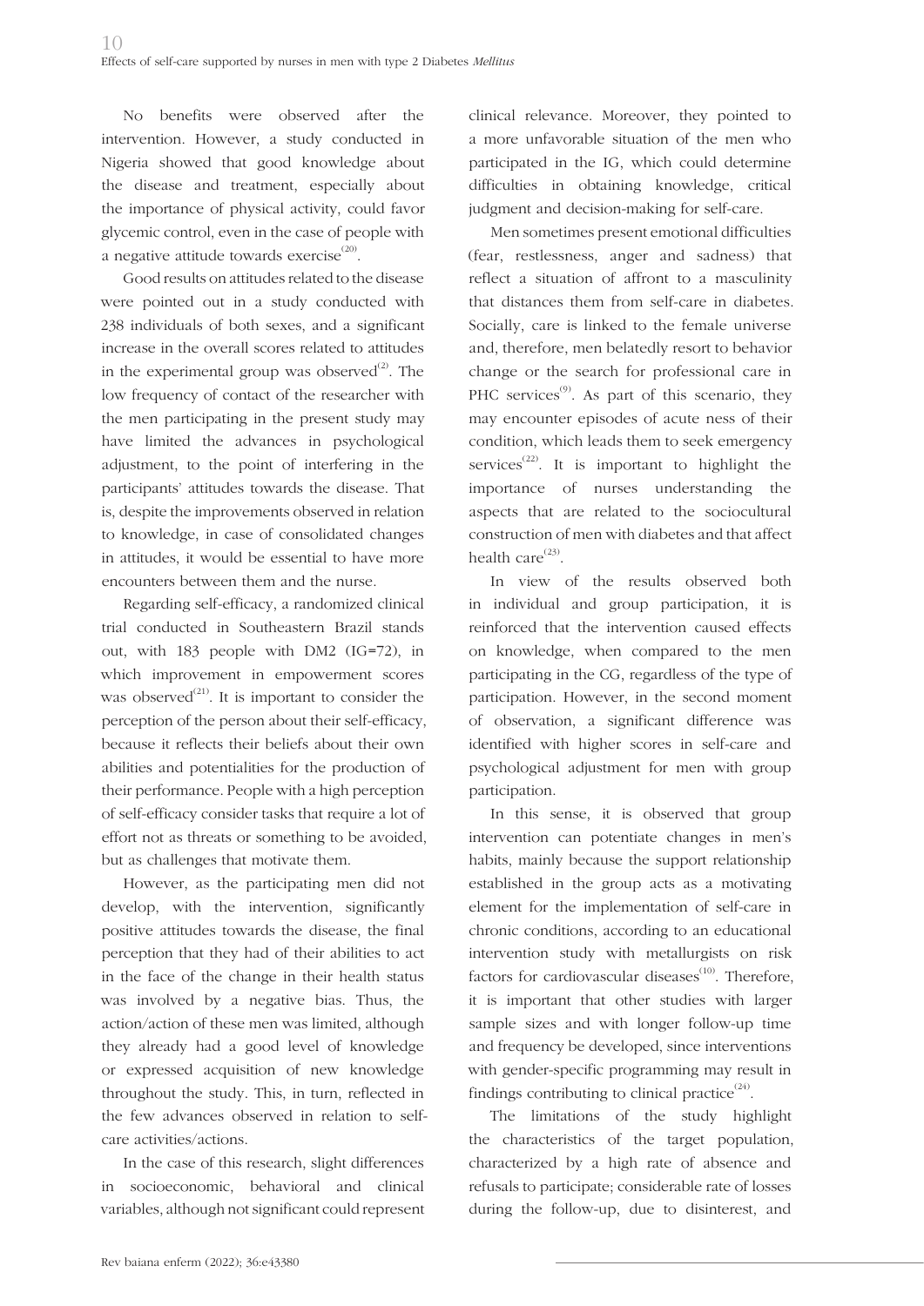No benefits were observed after the intervention. However, a study conducted in Nigeria showed that good knowledge about the disease and treatment, especially about the importance of physical activity, could favor glycemic control, even in the case of people with a negative attitude towards exercise[20].

Good results on attitudes related to the disease were pointed out in a study conducted with 238 individuals of both sexes, and a significant increase in the overall scores related to attitudes in the experimental group was observed[2]. The low frequency of contact of the researcher with the men participating in the present study may have limited the advances in psychological adjustment, to the point of interfering in the participants' attitudes towards the disease. That is, despite the improvements observed in relation to knowledge, in case of consolidated changes in attitudes, it would be essential to have more encounters between them and the nurse.

Regarding self-efficacy, a randomized clinical trial conducted in Southeastern Brazil stands out, with 183 people with DM2 (IG=72), in which improvement in empowerment scores was observed[21]. It is important to consider the perception of the person about their self-efficacy, because it reflects their beliefs about their own abilities and potentialities for the production of their performance. People with a high perception of self-efficacy consider tasks that require a lot of effort not as threats or something to be avoided, but as challenges that motivate them.

However, as the participating men did not develop, with the intervention, significantly positive attitudes towards the disease, the final perception that they had of their abilities to act in the face of the change in their health status was involved by a negative bias. Thus, the action/action of these men was limited, although they already had a good level of knowledge or expressed acquisition of new knowledge throughout the study. This, in turn, reflected in the few advances observed in relation to self-care activities/actions.

In the case of this research, slight differences in socioeconomic, behavioral and clinical variables, although not significant could represent clinical relevance. Moreover, they pointed to a more unfavorable situation of the men who participated in the IG, which could determine difficulties in obtaining knowledge, critical judgment and decision-making for self-care.

Men sometimes present emotional difficulties (fear, restlessness, anger and sadness) that reflect a situation of affront to a masculinity that distances them from self-care in diabetes. Socially, care is linked to the female universe and, therefore, men belatedly resort to behavior change or the search for professional care in PHC services[9]. As part of this scenario, they may encounter episodes of acute ness of their condition, which leads them to seek emergency services[22]. It is important to highlight the importance of nurses understanding the aspects that are related to the sociocultural construction of men with diabetes and that affect health care[23].

In view of the results observed both in individual and group participation, it is reinforced that the intervention caused effects on knowledge, when compared to the men participating in the CG, regardless of the type of participation. However, in the second moment of observation, a significant difference was identified with higher scores in self-care and psychological adjustment for men with group participation.

In this sense, it is observed that group intervention can potentiate changes in men's habits, mainly because the support relationship established in the group acts as a motivating element for the implementation of self-care in chronic conditions, according to an educational intervention study with metallurgists on risk factors for cardiovascular diseases[10]. Therefore, it is important that other studies with larger sample sizes and with longer follow-up time and frequency be developed, since interventions with gender-specific programming may result in findings contributing to clinical practice[24].

The limitations of the study highlight the characteristics of the target population, characterized by a high rate of absence and refusals to participate; considerable rate of losses during the follow-up, due to disinterest, and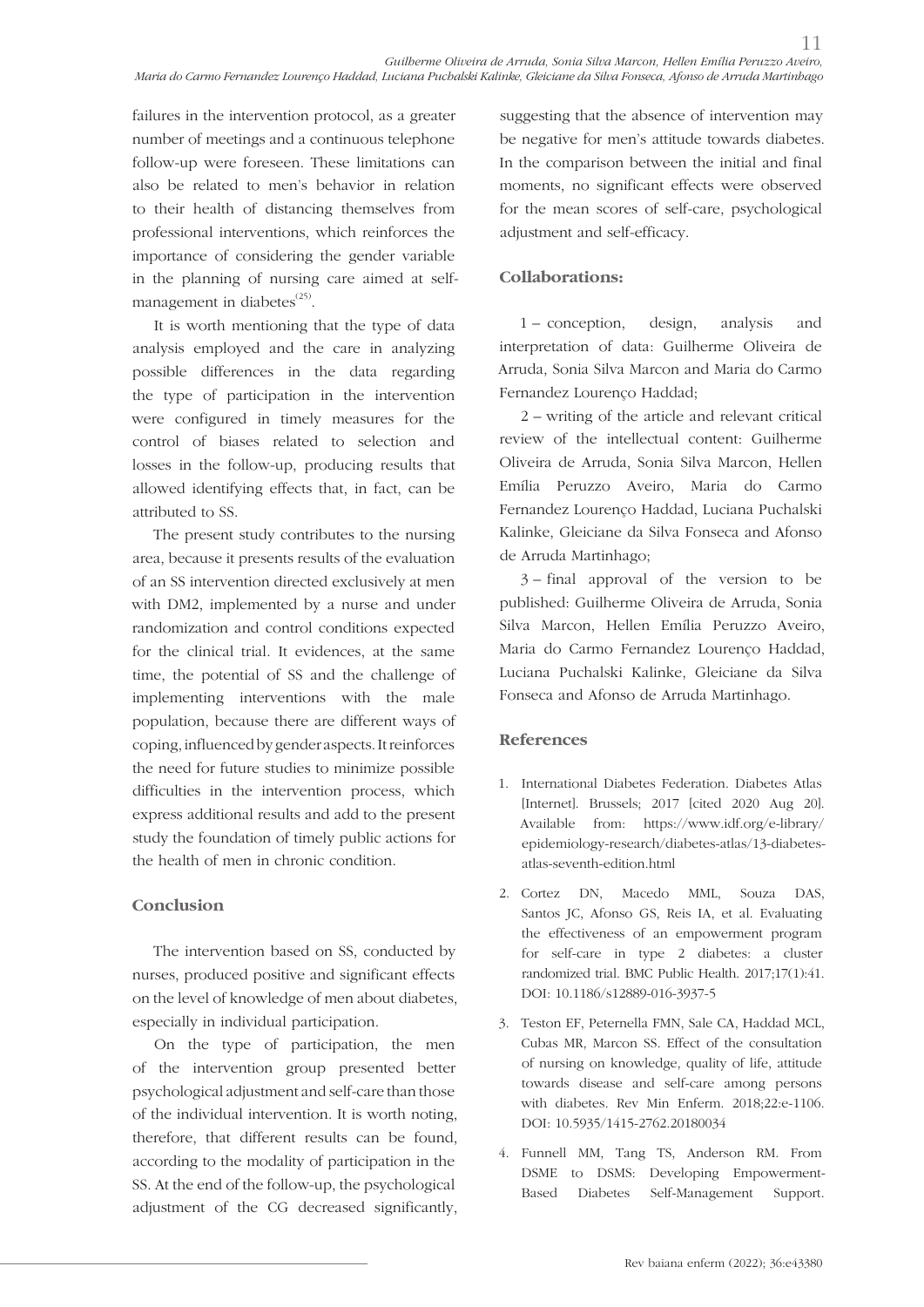failures in the intervention protocol, as a greater number of meetings and a continuous telephone follow-up were foreseen. These limitations can also be related to men's behavior in relation to their health of distancing themselves from professional interventions, which reinforces the importance of considering the gender variable in the planning of nursing care aimed at self-management in diabetes[25].

It is worth mentioning that the type of data analysis employed and the care in analyzing possible differences in the data regarding the type of participation in the intervention were configured in timely measures for the control of biases related to selection and losses in the follow-up, producing results that allowed identifying effects that, in fact, can be attributed to SS.

The present study contributes to the nursing area, because it presents results of the evaluation of an SS intervention directed exclusively at men with DM2, implemented by a nurse and under randomization and control conditions expected for the clinical trial. It evidences, at the same time, the potential of SS and the challenge of implementing interventions with the male population, because there are different ways of coping, influenced by gender aspects. It reinforces the need for future studies to minimize possible difficulties in the intervention process, which express additional results and add to the present study the foundation of timely public actions for the health of men in chronic condition.

## Conclusion

The intervention based on SS, conducted by nurses, produced positive and significant effects on the level of knowledge of men about diabetes, especially in individual participation.

On the type of participation, the men of the intervention group presented better psychological adjustment and self-care than those of the individual intervention. It is worth noting, therefore, that different results can be found, according to the modality of participation in the SS. At the end of the follow-up, the psychological adjustment of the CG decreased significantly, suggesting that the absence of intervention may be negative for men's attitude towards diabetes. In the comparison between the initial and final moments, no significant effects were observed for the mean scores of self-care, psychological adjustment and self-efficacy.

## Collaborations:

1 – conception, design, analysis and interpretation of data: Guilherme Oliveira de Arruda, Sonia Silva Marcon and Maria do Carmo Fernandez Lourenço Haddad;

2 – writing of the article and relevant critical review of the intellectual content: Guilherme Oliveira de Arruda, Sonia Silva Marcon, Hellen Emília Peruzzo Aveiro, Maria do Carmo Fernandez Lourenço Haddad, Luciana Puchalski Kalinke, Gleiciane da Silva Fonseca and Afonso de Arruda Martinhago;

3 – final approval of the version to be published: Guilherme Oliveira de Arruda, Sonia Silva Marcon, Hellen Emília Peruzzo Aveiro, Maria do Carmo Fernandez Lourenço Haddad, Luciana Puchalski Kalinke, Gleiciane da Silva Fonseca and Afonso de Arruda Martinhago.

## References

1. International Diabetes Federation. Diabetes Atlas [Internet]. Brussels; 2017 [cited 2020 Aug 20]. Available from: https://www.idf.org/e-library/epidemiology-research/diabetes-atlas/13-diabetes-atlas-seventh-edition.html

2. Cortez DN, Macedo MML, Souza DAS, Santos JC, Afonso GS, Reis IA, et al. Evaluating the effectiveness of an empowerment program for self-care in type 2 diabetes: a cluster randomized trial. BMC Public Health. 2017;17(1):41. DOI: 10.1186/s12889-016-3937-5

3. Teston EF, Peternella FMN, Sale CA, Haddad MCL, Cubas MR, Marcon SS. Effect of the consultation of nursing on knowledge, quality of life, attitude towards disease and self-care among persons with diabetes. Rev Min Enferm. 2018;22:e-1106. DOI: 10.5935/1415-2762.20180034

4. Funnell MM, Tang TS, Anderson RM. From DSME to DSMS: Developing Empowerment-Based Diabetes Self-Management Support.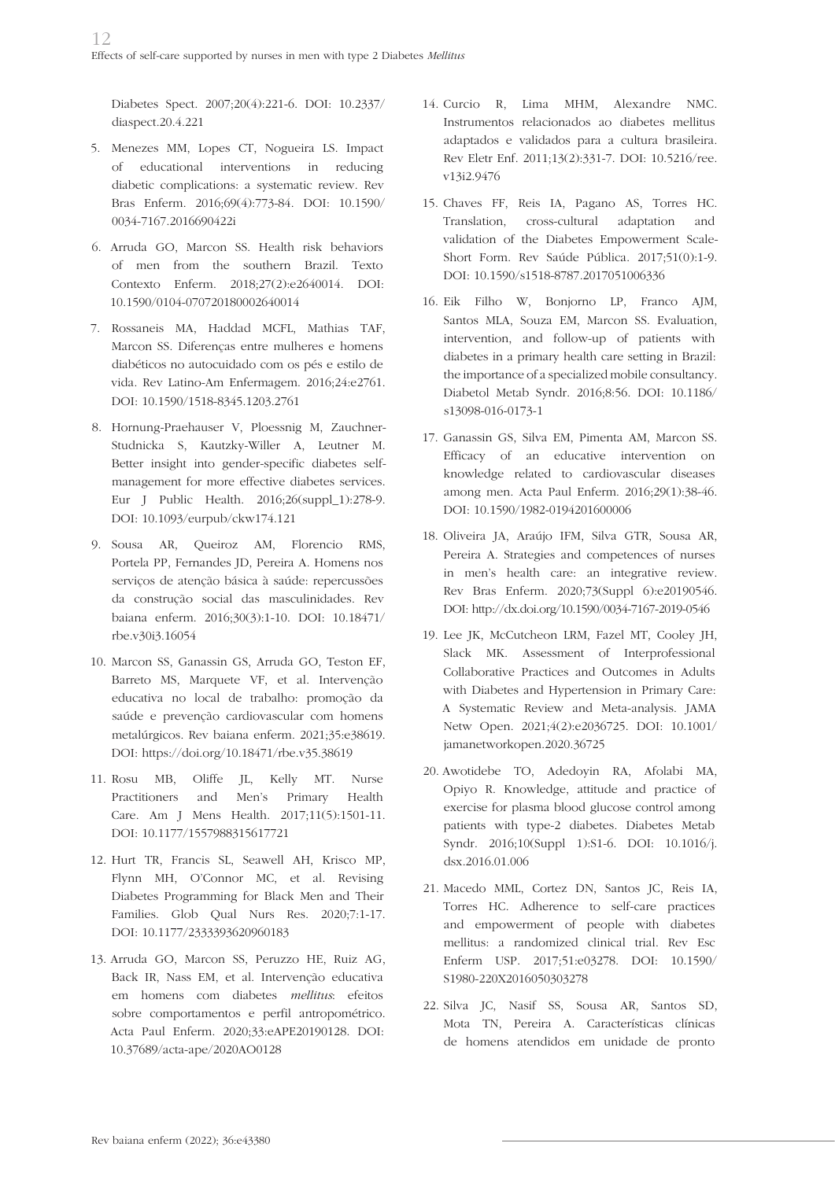Diabetes Spect. 2007;20(4):221-6. DOI: 10.2337/diaspect.20.4.221

5. Menezes MM, Lopes CT, Nogueira LS. Impact of educational interventions in reducing diabetic complications: a systematic review. Rev Bras Enferm. 2016;69(4):773-84. DOI: 10.1590/0034-7167.2016690422i

6. Arruda GO, Marcon SS. Health risk behaviors of men from the southern Brazil. Texto Contexto Enferm. 2018;27(2):e2640014. DOI: 10.1590/0104-070720180002640014

7. Rossaneis MA, Haddad MCFL, Mathias TAF, Marcon SS. Diferenças entre mulheres e homens diabéticos no autocuidado com os pés e estilo de vida. Rev Latino-Am Enfermagem. 2016;24:e2761. DOI: 10.1590/1518-8345.1203.2761

8. Hornung-Praehauser V, Ploessnig M, Zauchner-Studnicka S, Kautzky-Willer A, Leutner M. Better insight into gender-specific diabetes self-management for more effective diabetes services. Eur J Public Health. 2016;26(suppl_1):278-9. DOI: 10.1093/eurpub/ckw174.121

9. Sousa AR, Queiroz AM, Florencio RMS, Portela PP, Fernandes JD, Pereira A. Homens nos serviços de atenção básica à saúde: repercussões da construção social das masculinidades. Rev baiana enferm. 2016;30(3):1-10. DOI: 10.18471/rbe.v30i3.16054

10. Marcon SS, Ganassin GS, Arruda GO, Teston EF, Barreto MS, Marquete VF, et al. Intervenção educativa no local de trabalho: promoção da saúde e prevenção cardiovascular com homens metalúrgicos. Rev baiana enferm. 2021;35:e38619. DOI: https://doi.org/10.18471/rbe.v35.38619

11. Rosu MB, Oliffe JL, Kelly MT. Nurse Practitioners and Men's Primary Health Care. Am J Mens Health. 2017;11(5):1501-11. DOI: 10.1177/1557988315617721

12. Hurt TR, Francis SL, Seawell AH, Krisco MP, Flynn MH, O'Connor MC, et al. Revising Diabetes Programming for Black Men and Their Families. Glob Qual Nurs Res. 2020;7:1-17. DOI: 10.1177/2333393620960183

13. Arruda GO, Marcon SS, Peruzzo HE, Ruiz AG, Back IR, Nass EM, et al. Intervenção educativa em homens com diabetes *mellitus*: efeitos sobre comportamentos e perfil antropométrico. Acta Paul Enferm. 2020;33:eAPE20190128. DOI: 10.37689/acta-ape/2020AO0128

14. Curcio R, Lima MHM, Alexandre NMC. Instrumentos relacionados ao diabetes mellitus adaptados e validados para a cultura brasileira. Rev Eletr Enf. 2011;13(2):331-7. DOI: 10.5216/ree.v13i2.9476

15. Chaves FF, Reis IA, Pagano AS, Torres HC. Translation, cross-cultural adaptation and validation of the Diabetes Empowerment Scale-Short Form. Rev Saúde Pública. 2017;51(0):1-9. DOI: 10.1590/s1518-8787.2017051006336

16. Eik Filho W, Bonjorno LP, Franco AJM, Santos MLA, Souza EM, Marcon SS. Evaluation, intervention, and follow-up of patients with diabetes in a primary health care setting in Brazil: the importance of a specialized mobile consultancy. Diabetol Metab Syndr. 2016;8:56. DOI: 10.1186/s13098-016-0173-1

17. Ganassin GS, Silva EM, Pimenta AM, Marcon SS. Efficacy of an educative intervention on knowledge related to cardiovascular diseases among men. Acta Paul Enferm. 2016;29(1):38-46. DOI: 10.1590/1982-0194201600006

18. Oliveira JA, Araújo IFM, Silva GTR, Sousa AR, Pereira A. Strategies and competences of nurses in men's health care: an integrative review. Rev Bras Enferm. 2020;73(Suppl 6):e20190546. DOI: http://dx.doi.org/10.1590/0034-7167-2019-0546

19. Lee JK, McCutcheon LRM, Fazel MT, Cooley JH, Slack MK. Assessment of Interprofessional Collaborative Practices and Outcomes in Adults with Diabetes and Hypertension in Primary Care: A Systematic Review and Meta-analysis. JAMA Netw Open. 2021;4(2):e2036725. DOI: 10.1001/jamanetworkopen.2020.36725

20. Awotidebe TO, Adedoyin RA, Afolabi MA, Opiyo R. Knowledge, attitude and practice of exercise for plasma blood glucose control among patients with type-2 diabetes. Diabetes Metab Syndr. 2016;10(Suppl 1):S1-6. DOI: 10.1016/j.dsx.2016.01.006

21. Macedo MML, Cortez DN, Santos JC, Reis IA, Torres HC. Adherence to self-care practices and empowerment of people with diabetes mellitus: a randomized clinical trial. Rev Esc Enferm USP. 2017;51:e03278. DOI: 10.1590/S1980-220X2016050303278

22. Silva JC, Nasif SS, Sousa AR, Santos SD, Mota TN, Pereira A. Características clínicas de homens atendidos em unidade de pronto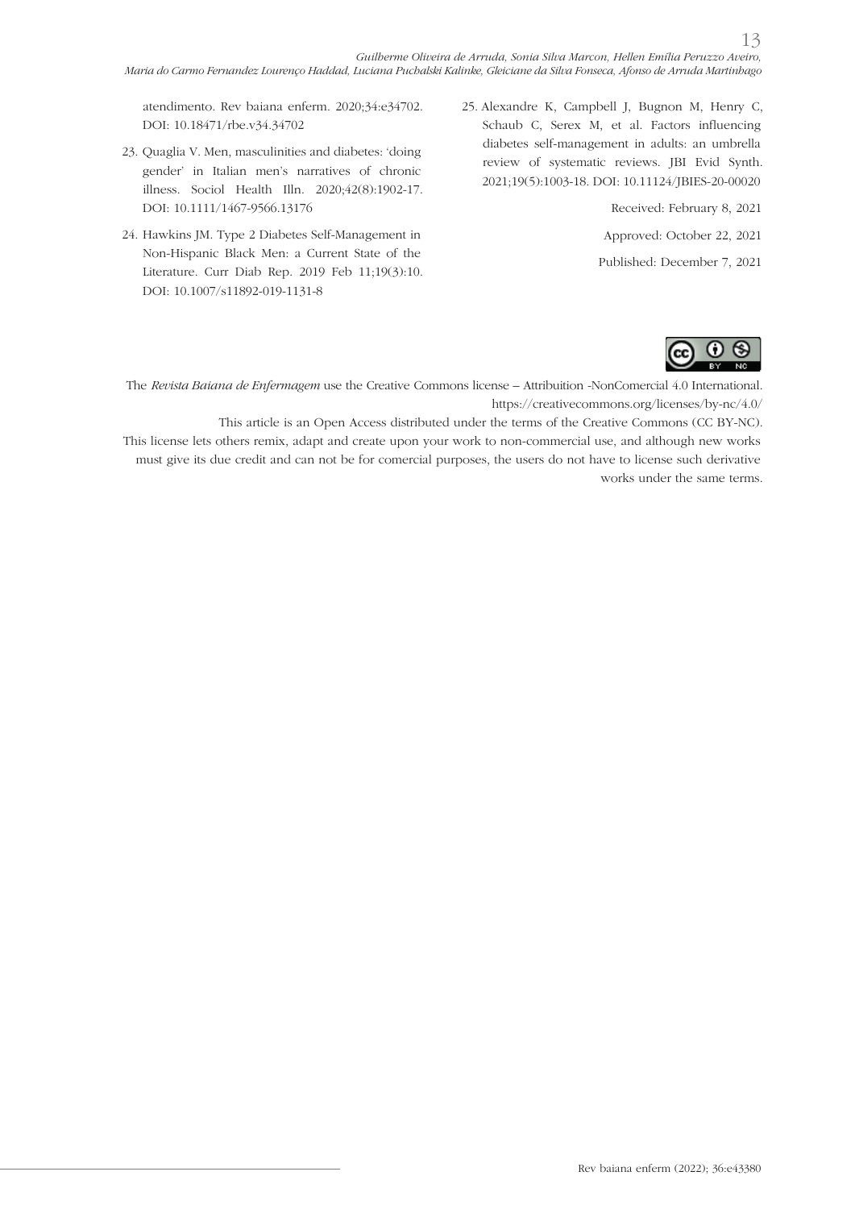atendimento. Rev baiana enferm. 2020;34:e34702. DOI: 10.18471/rbe.v34.34702

23. Quaglia V. Men, masculinities and diabetes: 'doing gender' in Italian men's narratives of chronic illness. Sociol Health Illn. 2020;42(8):1902-17. DOI: 10.1111/1467-9566.13176

24. Hawkins JM. Type 2 Diabetes Self-Management in Non-Hispanic Black Men: a Current State of the Literature. Curr Diab Rep. 2019 Feb 11;19(3):10. DOI: 10.1007/s11892-019-1131-8

25. Alexandre K, Campbell J, Bugnon M, Henry C, Schaub C, Serex M, et al. Factors influencing diabetes self-management in adults: an umbrella review of systematic reviews. JBI Evid Synth. 2021;19(5):1003-18. DOI: 10.11124/JBIES-20-00020

Received: February 8, 2021

Approved: October 22, 2021

Published: December 7, 2021

The *Revista Baiana de Enfermagem* use the Creative Commons license – Attribuition -NonComercial 4.0 International. https://creativecommons.org/licenses/by-nc/4.0/

This article is an Open Access distributed under the terms of the Creative Commons (CC BY-NC). This license lets others remix, adapt and create upon your work to non-commercial use, and although new works must give its due credit and can not be for comercial purposes, the users do not have to license such derivative works under the same terms.